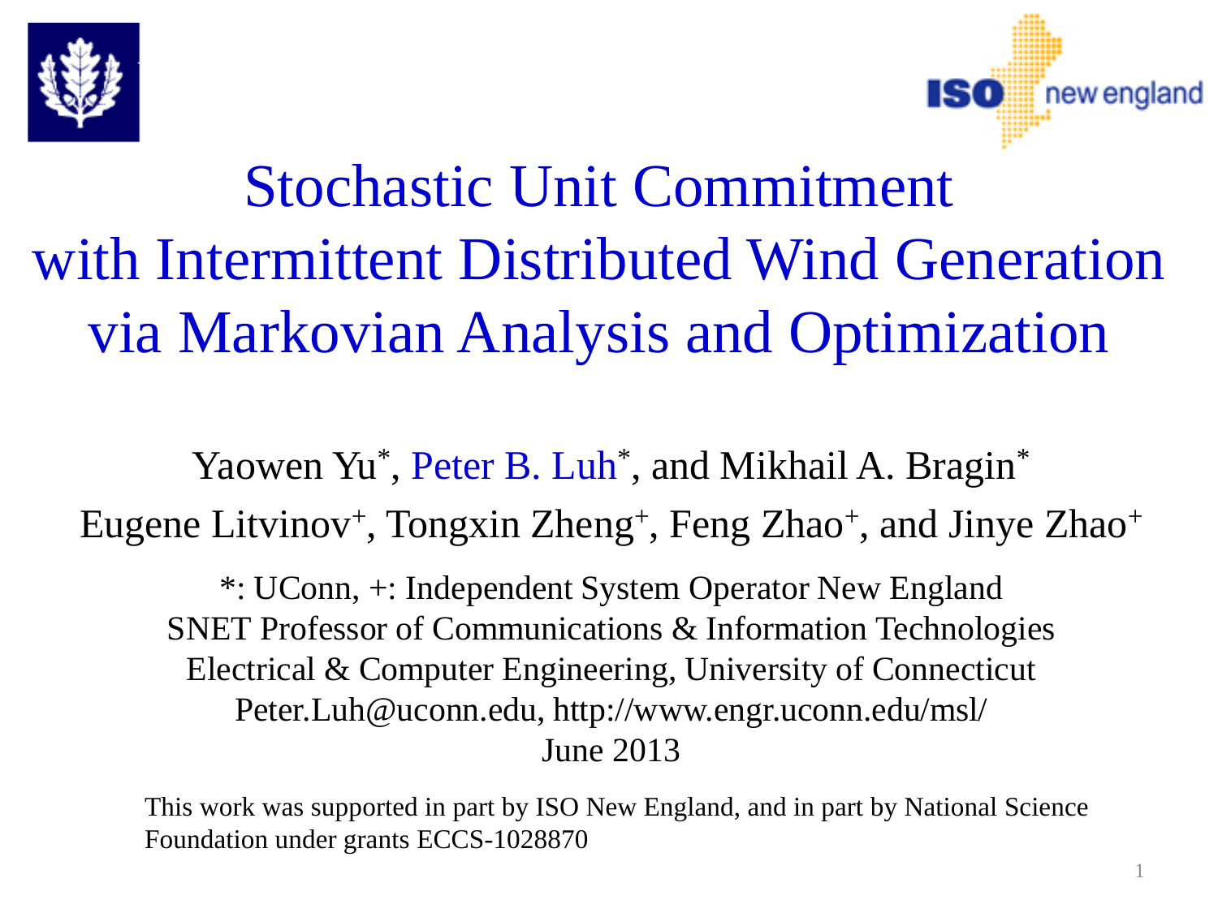# Stochastic Unit Commitment with Intermittent Distributed Wind Generation via Markovian Analysis and Optimization

Yaowen Yu*, Peter B. Luh*, and Mikhail A. Bragin*

Eugene Litvinov+, Tongxin Zheng+, Feng Zhao+, and Jinye Zhao+

*: UConn, +: Independent System Operator New England

SNET Professor of Communications & Information Technologies

Electrical & Computer Engineering, University of Connecticut

Peter.Luh@uconn.edu, http://www.engr.uconn.edu/msl/

June 2013

This work was supported in part by ISO New England, and in part by National Science Foundation under grants ECCS-1028870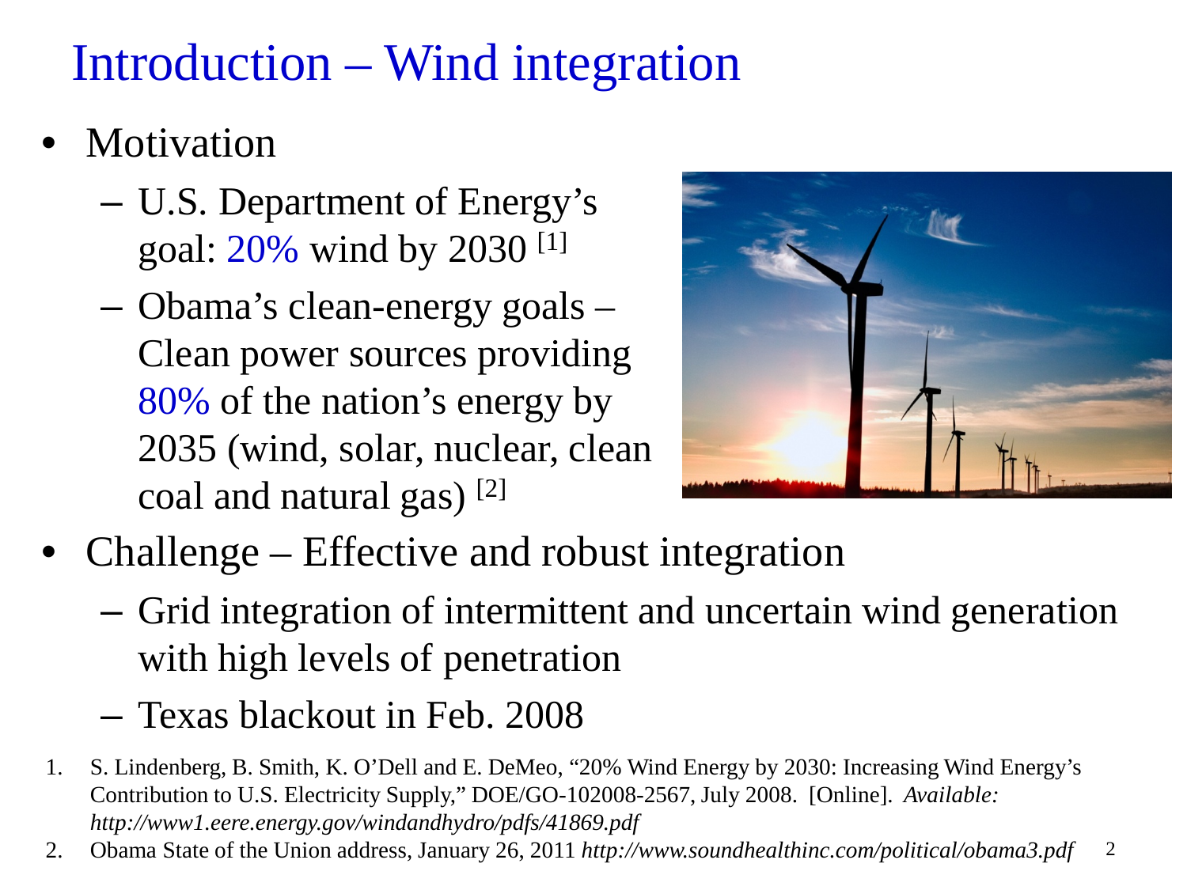# Introduction – Wind integration

- Motivation
  - U.S. Department of Energy's goal: 20% wind by 2030 [1]
  - Obama's clean-energy goals – Clean power sources providing 80% of the nation's energy by 2035 (wind, solar, nuclear, clean coal and natural gas) [2]
- Challenge – Effective and robust integration
  - Grid integration of intermittent and uncertain wind generation with high levels of penetration
  - Texas blackout in Feb. 2008

1. S. Lindenberg, B. Smith, K. O'Dell and E. DeMeo, "20% Wind Energy by 2030: Increasing Wind Energy's Contribution to U.S. Electricity Supply," DOE/GO-102008-2567, July 2008. [Online]. *Available: http://www1.eere.energy.gov/windandhydro/pdfs/41869.pdf*
2. Obama State of the Union address, January 26, 2011 *http://www.soundhealthinc.com/political/obama3.pdf*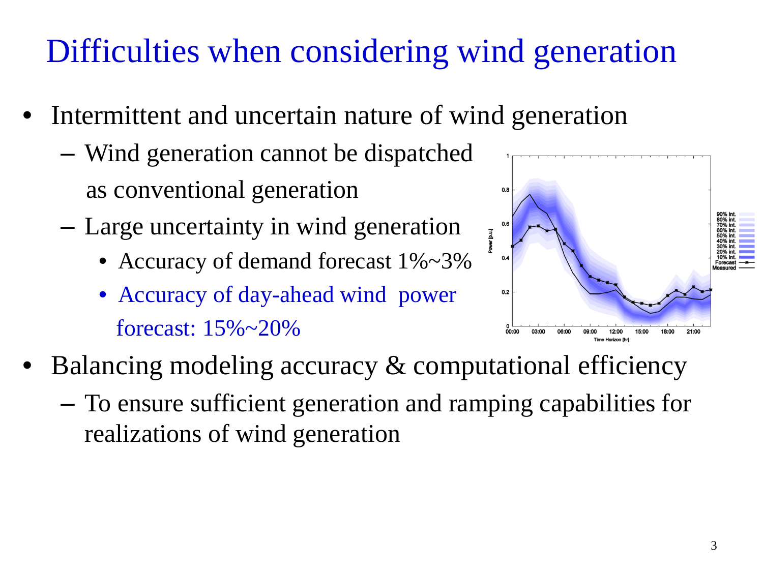# Difficulties when considering wind generation

- Intermittent and uncertain nature of wind generation
  - Wind generation cannot be dispatched as conventional generation
  - Large uncertainty in wind generation
    - Accuracy of demand forecast 1%~3%
    - Accuracy of day-ahead wind power forecast: 15%~20%
- Balancing modeling accuracy & computational efficiency
  - To ensure sufficient generation and ramping capabilities for realizations of wind generation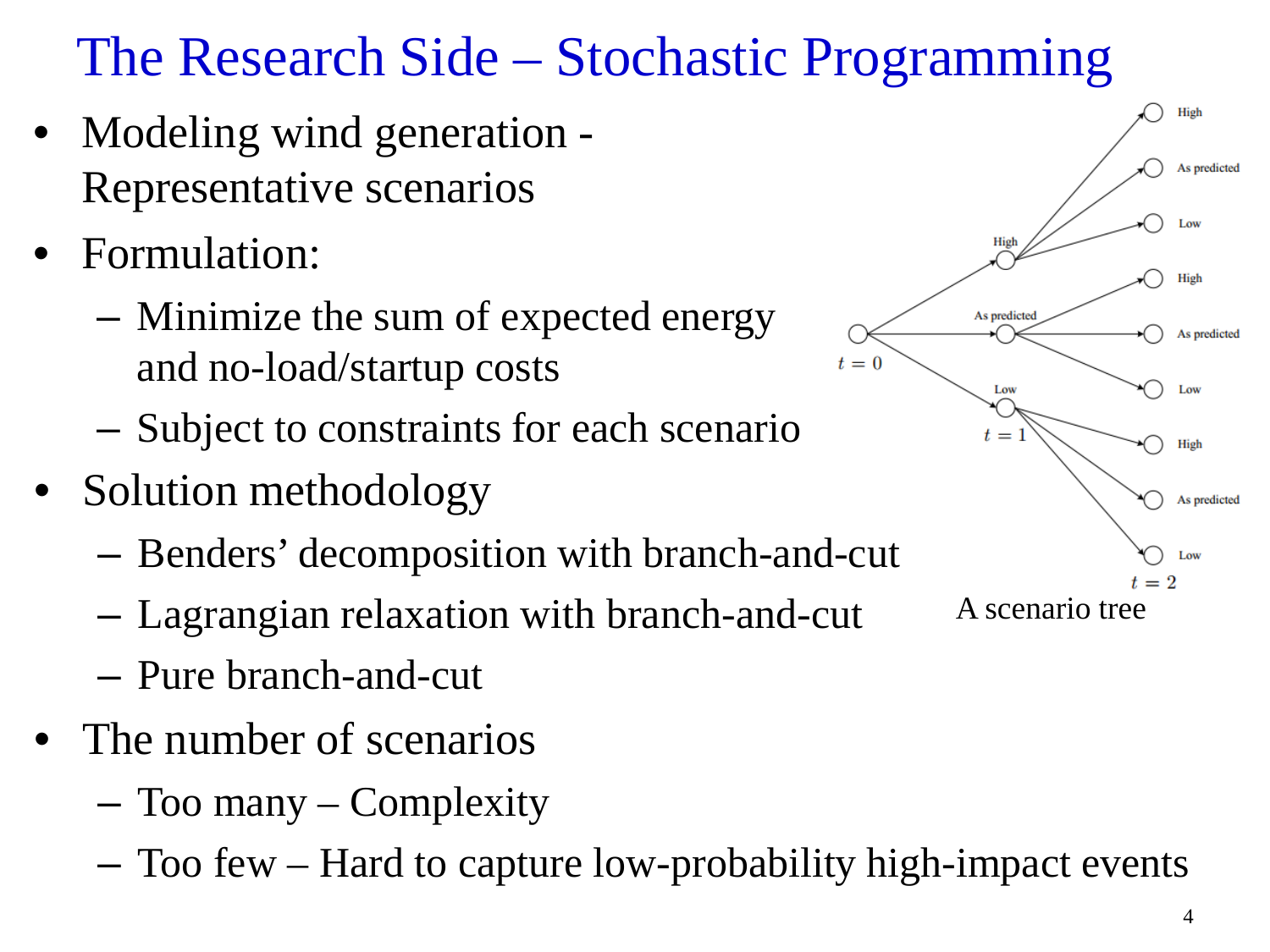# The Research Side – Stochastic Programming

- Modeling wind generation - Representative scenarios
- Formulation:
  - Minimize the sum of expected energy and no-load/startup costs
  - Subject to constraints for each scenario
- Solution methodology
  - Benders' decomposition with branch-and-cut
  - Lagrangian relaxation with branch-and-cut
  - Pure branch-and-cut
- The number of scenarios
  - Too many – Complexity
  - Too few – Hard to capture low-probability high-impact events

A scenario tree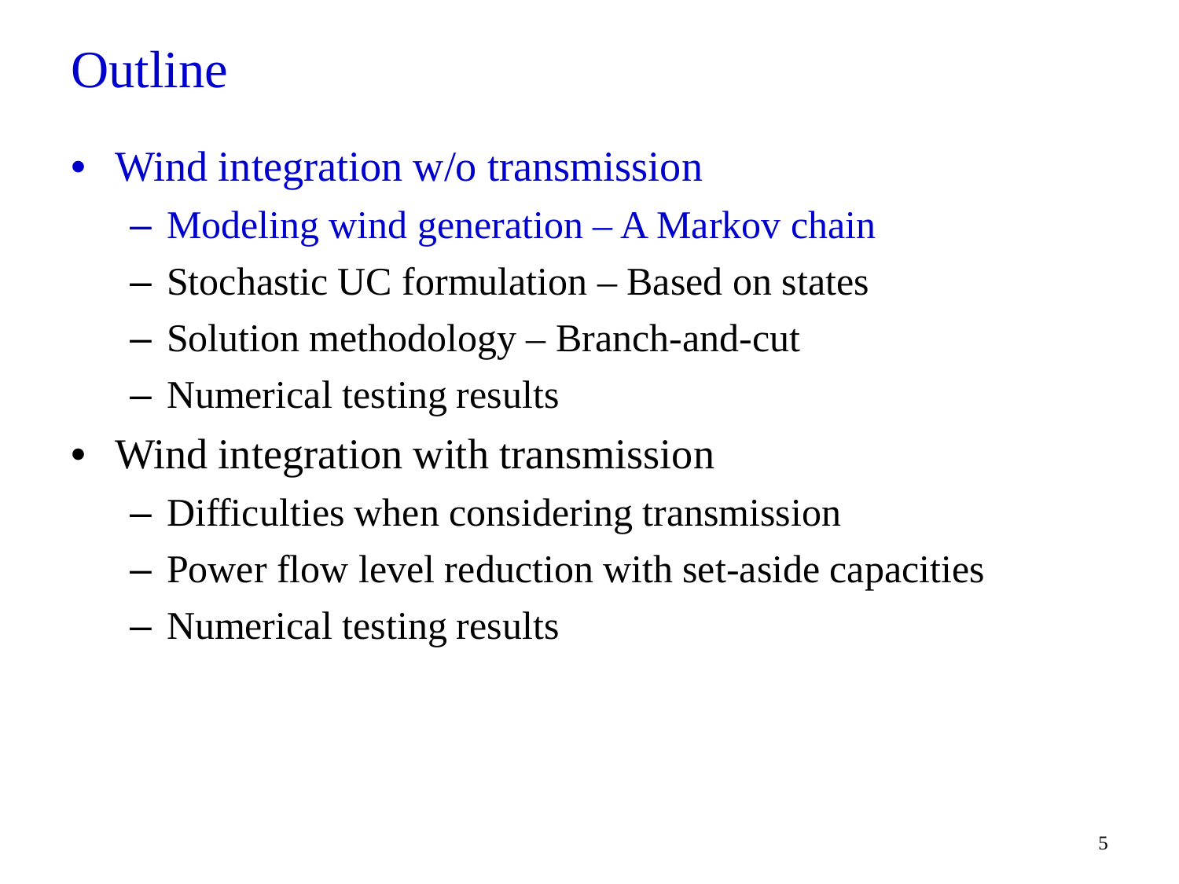# Outline

- Wind integration w/o transmission
  - Modeling wind generation – A Markov chain
  - Stochastic UC formulation – Based on states
  - Solution methodology – Branch-and-cut
  - Numerical testing results
- Wind integration with transmission
  - Difficulties when considering transmission
  - Power flow level reduction with set-aside capacities
  - Numerical testing results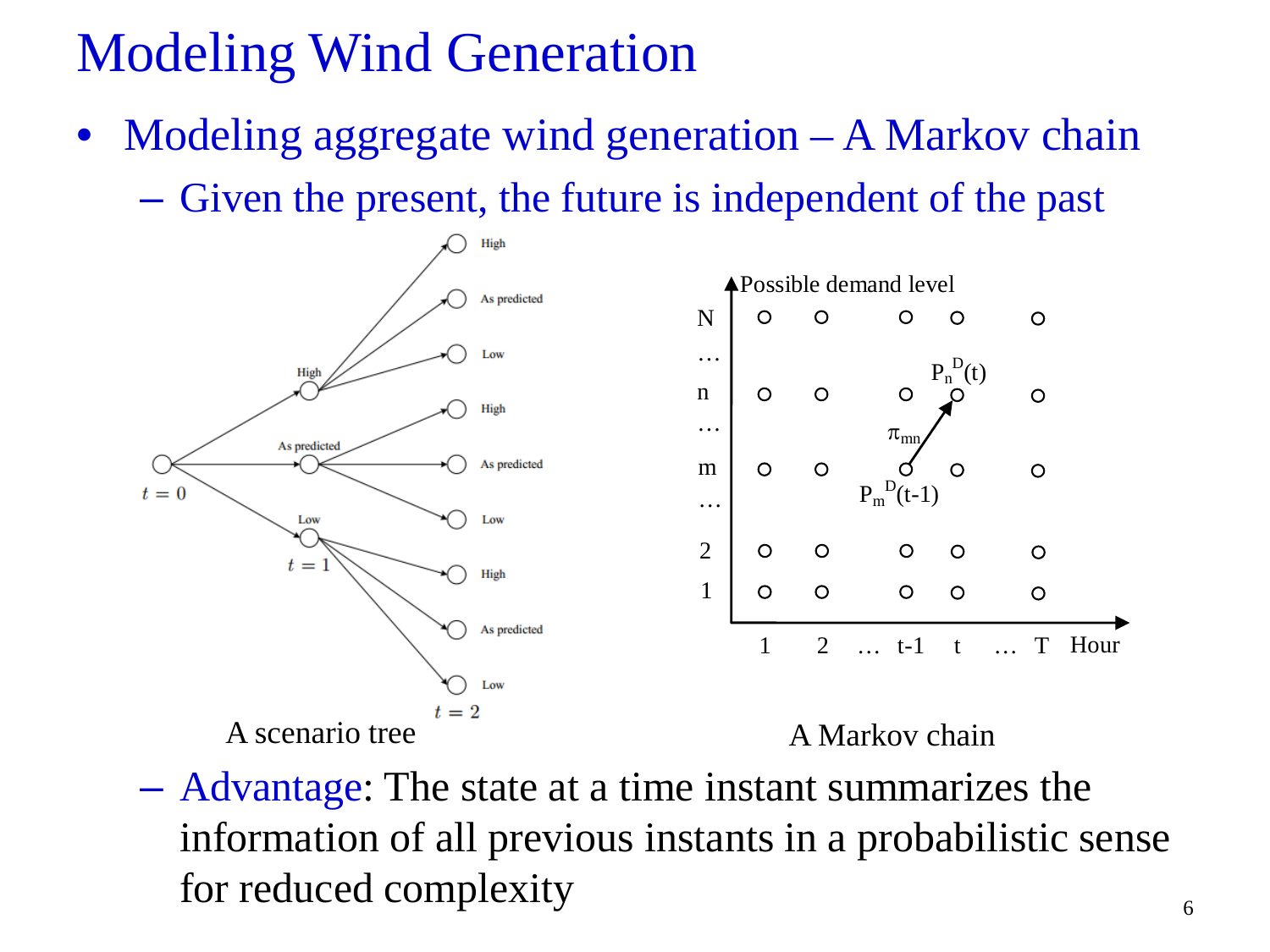# Modeling Wind Generation

- Modeling aggregate wind generation – A Markov chain
  - Given the present, the future is independent of the past

A scenario tree

A Markov chain

  - Advantage: The state at a time instant summarizes the information of all previous instants in a probabilistic sense for reduced complexity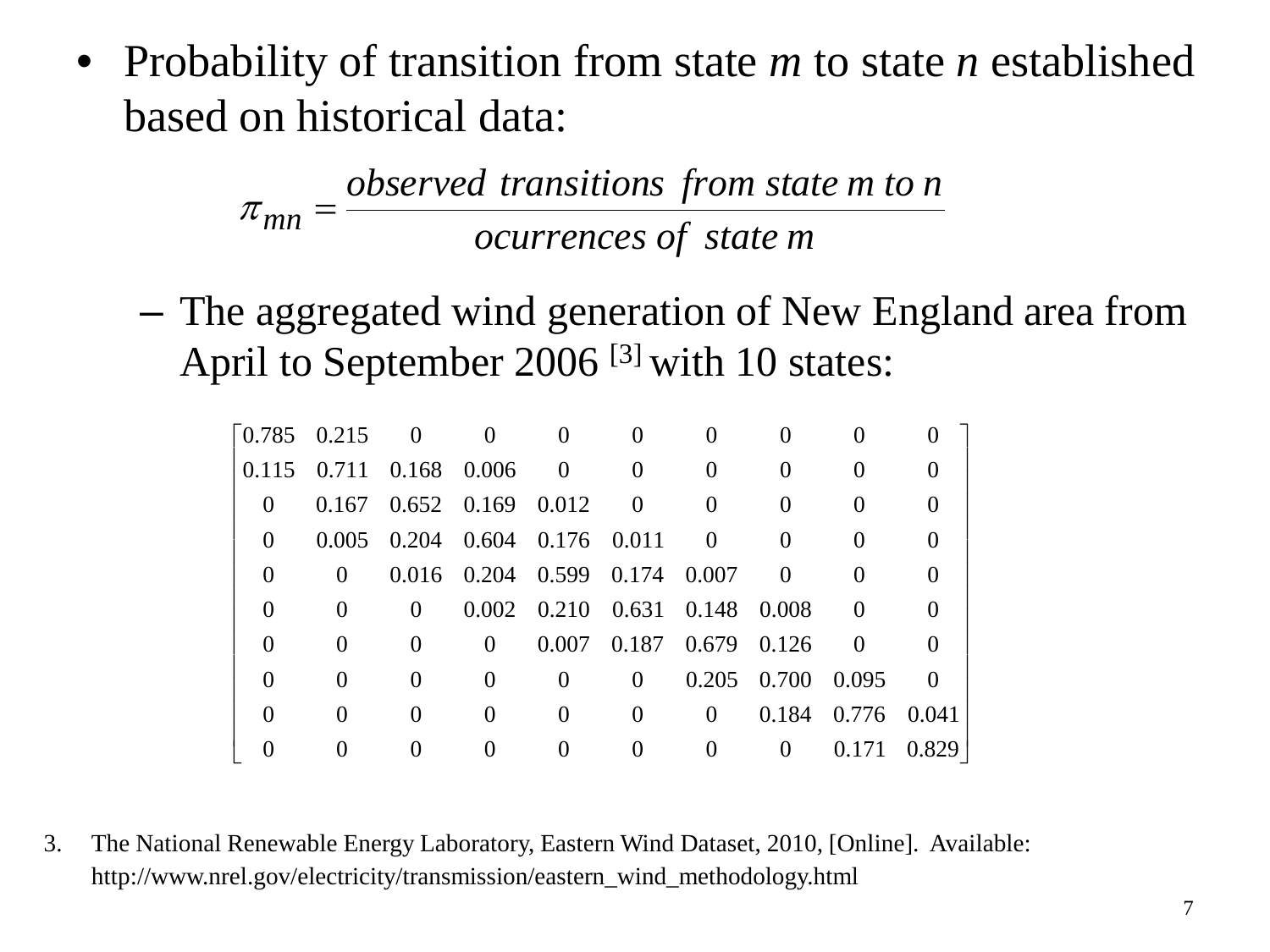- Probability of transition from state *m* to state *n* established based on historical data:

$$\pi_{mn} = \frac{observed\ transitions\ from\ state\ m\ to\ n}{ocurrences\ of\ state\ m}$$

  - The aggregated wind generation of New England area from April to September 2006 [3] with 10 states:

$$\begin{bmatrix}
0.785 & 0.215 & 0 & 0 & 0 & 0 & 0 & 0 & 0 & 0 \\
0.115 & 0.711 & 0.168 & 0.006 & 0 & 0 & 0 & 0 & 0 & 0 \\
0 & 0.167 & 0.652 & 0.169 & 0.012 & 0 & 0 & 0 & 0 & 0 \\
0 & 0.005 & 0.204 & 0.604 & 0.176 & 0.011 & 0 & 0 & 0 & 0 \\
0 & 0 & 0.016 & 0.204 & 0.599 & 0.174 & 0.007 & 0 & 0 & 0 \\
0 & 0 & 0 & 0.002 & 0.210 & 0.631 & 0.148 & 0.008 & 0 & 0 \\
0 & 0 & 0 & 0 & 0.007 & 0.187 & 0.679 & 0.126 & 0 & 0 \\
0 & 0 & 0 & 0 & 0 & 0 & 0.205 & 0.700 & 0.095 & 0 \\
0 & 0 & 0 & 0 & 0 & 0 & 0 & 0.184 & 0.776 & 0.041 \\
0 & 0 & 0 & 0 & 0 & 0 & 0 & 0 & 0.171 & 0.829
\end{bmatrix}$$

3. The National Renewable Energy Laboratory, Eastern Wind Dataset, 2010, [Online]. Available: http://www.nrel.gov/electricity/transmission/eastern_wind_methodology.html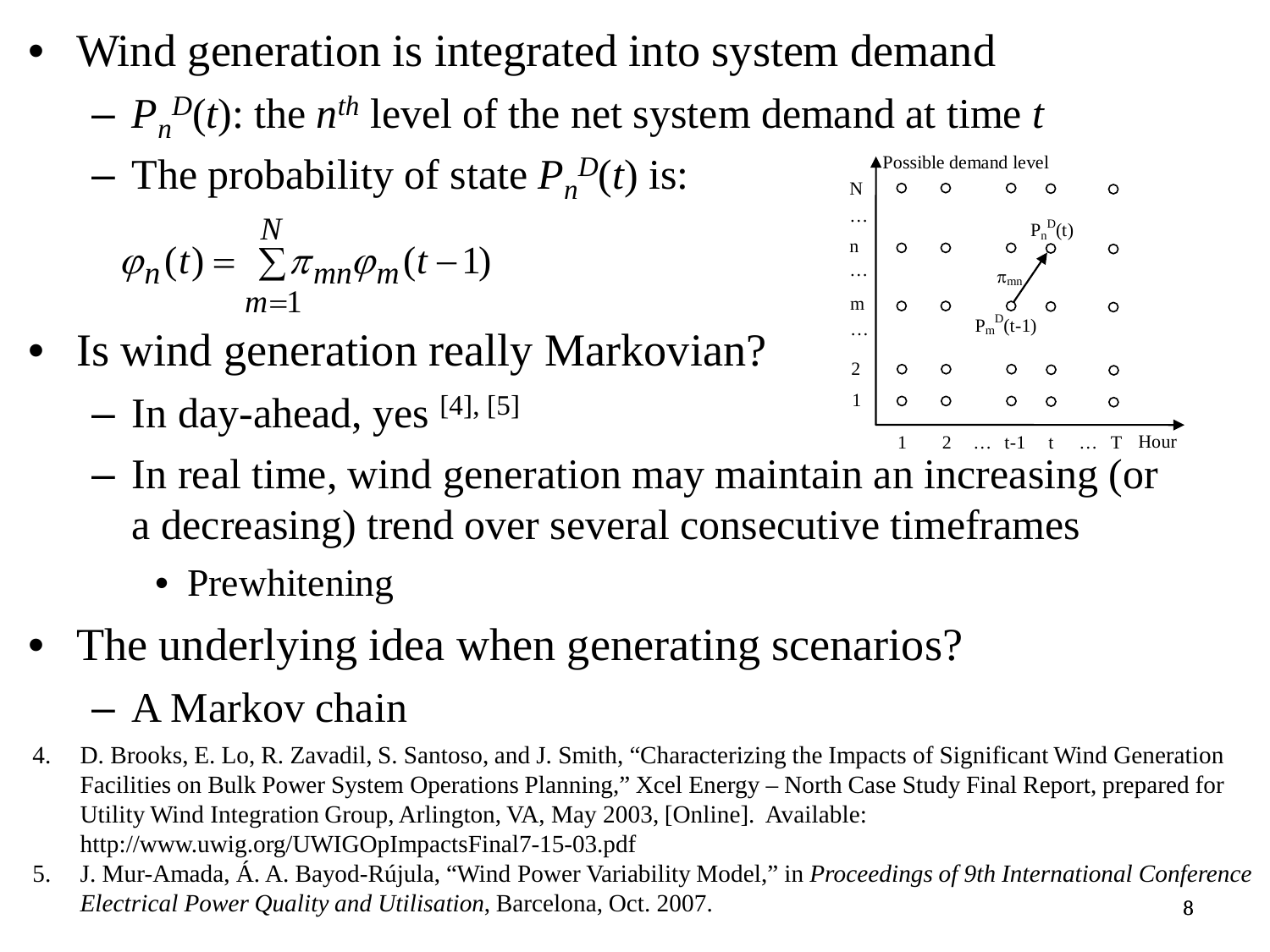- Wind generation is integrated into system demand
  - $P_n^D(t)$: the $n^{th}$ level of the net system demand at time $t$
  - The probability of state $P_n^D(t)$ is:

$$\varphi_n(t) = \sum_{m=1}^{N} \pi_{mn} \varphi_m(t-1)$$

- Is wind generation really Markovian?
  - In day-ahead, yes [4], [5]
  - In real time, wind generation may maintain an increasing (or a decreasing) trend over several consecutive timeframes
    - Prewhitening
- The underlying idea when generating scenarios?
  - A Markov chain

4. D. Brooks, E. Lo, R. Zavadil, S. Santoso, and J. Smith, "Characterizing the Impacts of Significant Wind Generation Facilities on Bulk Power System Operations Planning," Xcel Energy – North Case Study Final Report, prepared for Utility Wind Integration Group, Arlington, VA, May 2003, [Online]. Available: http://www.uwig.org/UWIGOpImpactsFinal7-15-03.pdf
5. J. Mur-Amada, Á. A. Bayod-Rújula, "Wind Power Variability Model," in *Proceedings of 9th International Conference Electrical Power Quality and Utilisation*, Barcelona, Oct. 2007.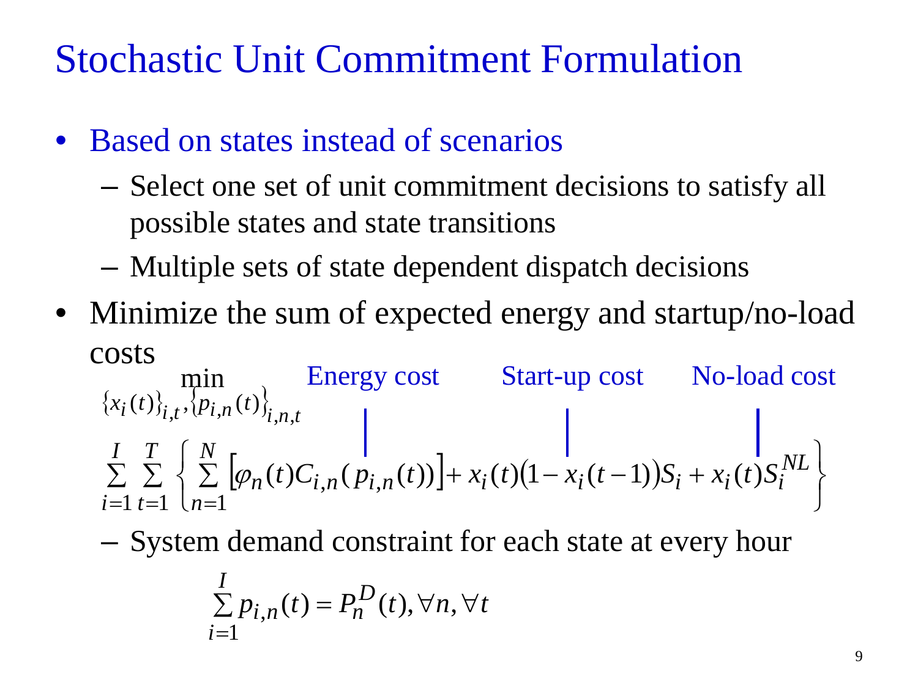# Stochastic Unit Commitment Formulation

- Based on states instead of scenarios
  - Select one set of unit commitment decisions to satisfy all possible states and state transitions
  - Multiple sets of state dependent dispatch decisions
- Minimize the sum of expected energy and startup/no-load costs

Energy cost — Start-up cost — No-load cost

$$\min_{\{x_i(t)\}_{i,t},\{p_{i,n}(t)\}_{i,n,t}} \sum_{i=1}^{I}\sum_{t=1}^{T}\left\{\sum_{n=1}^{N}\left[\varphi_n(t)C_{i,n}(p_{i,n}(t))\right]+x_i(t)(1-x_i(t-1))S_i+x_i(t)S_i^{NL}\right\}$$

  - System demand constraint for each state at every hour

$$\sum_{i=1}^{I} p_{i,n}(t)=P_n^D(t), \forall n, \forall t$$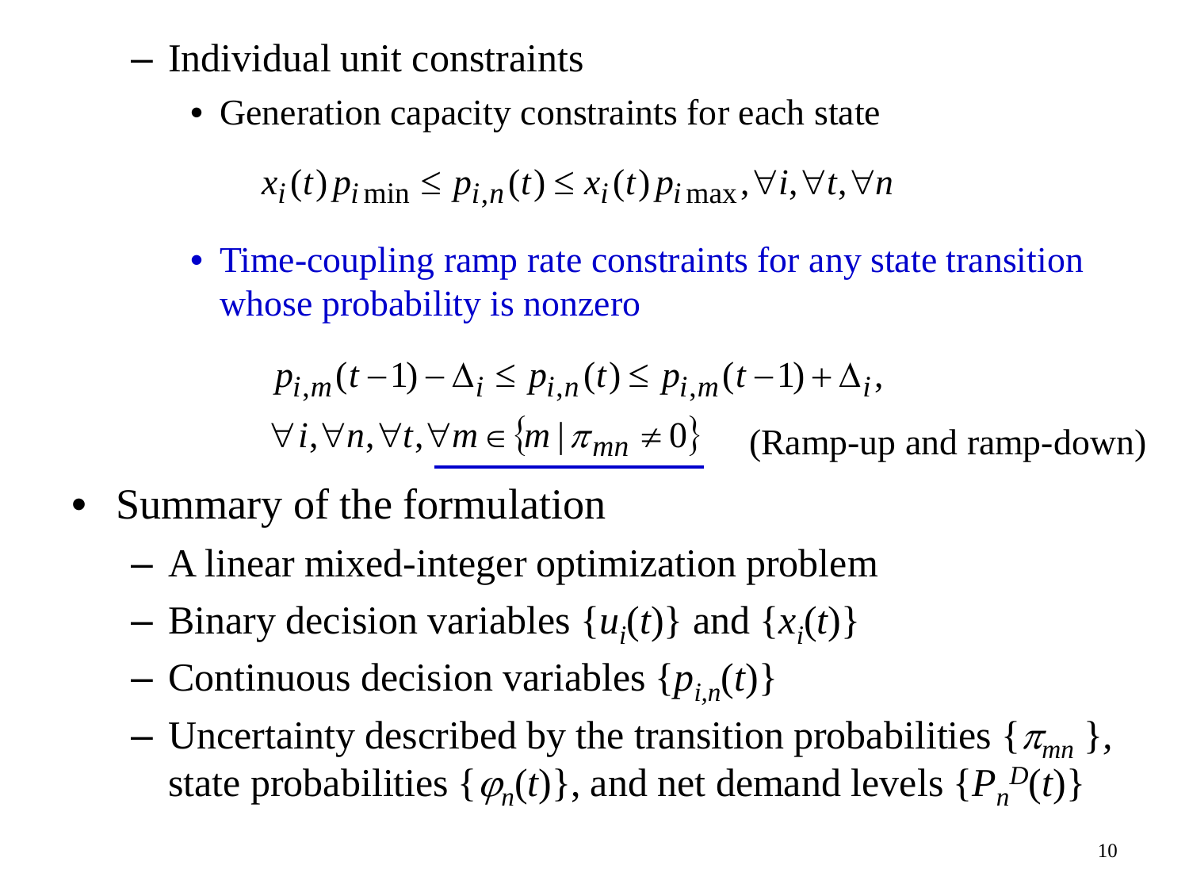- Individual unit constraints
  - Generation capacity constraints for each state

$$x_i(t)\, p_{i\min} \le p_{i,n}(t) \le x_i(t)\, p_{i\max}, \forall i, \forall t, \forall n$$

  - Time-coupling ramp rate constraints for any state transition whose probability is nonzero

$$p_{i,m}(t-1) - \Delta_i \le p_{i,n}(t) \le p_{i,m}(t-1) + \Delta_i,$$
$$\forall i, \forall n, \forall t, \underline{\forall m \in \{m \mid \pi_{mn} \ne 0\}} \quad \text{(Ramp-up and ramp-down)}$$

- Summary of the formulation
  - A linear mixed-integer optimization problem
  - Binary decision variables $\{u_i(t)\}$ and $\{x_i(t)\}$
  - Continuous decision variables $\{p_{i,n}(t)\}$
  - Uncertainty described by the transition probabilities $\{\pi_{mn}\}$, state probabilities $\{\varphi_n(t)\}$, and net demand levels $\{P_n^D(t)\}$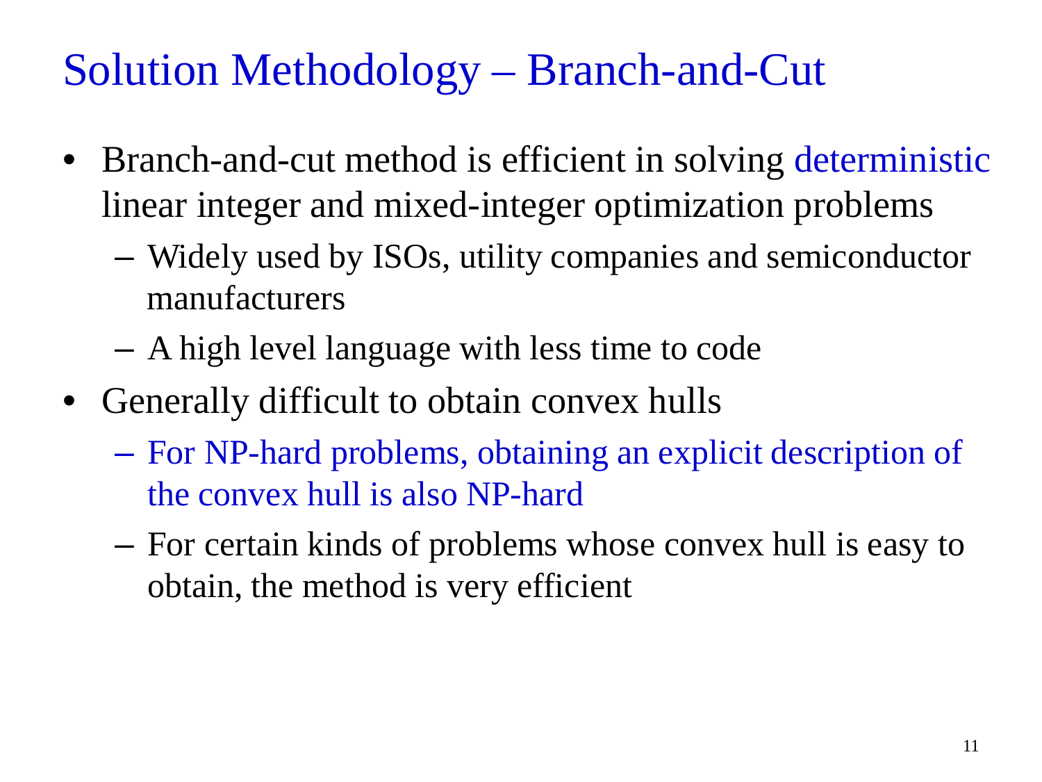# Solution Methodology – Branch-and-Cut

- Branch-and-cut method is efficient in solving deterministic linear integer and mixed-integer optimization problems
  - Widely used by ISOs, utility companies and semiconductor manufacturers
  - A high level language with less time to code
- Generally difficult to obtain convex hulls
  - For NP-hard problems, obtaining an explicit description of the convex hull is also NP-hard
  - For certain kinds of problems whose convex hull is easy to obtain, the method is very efficient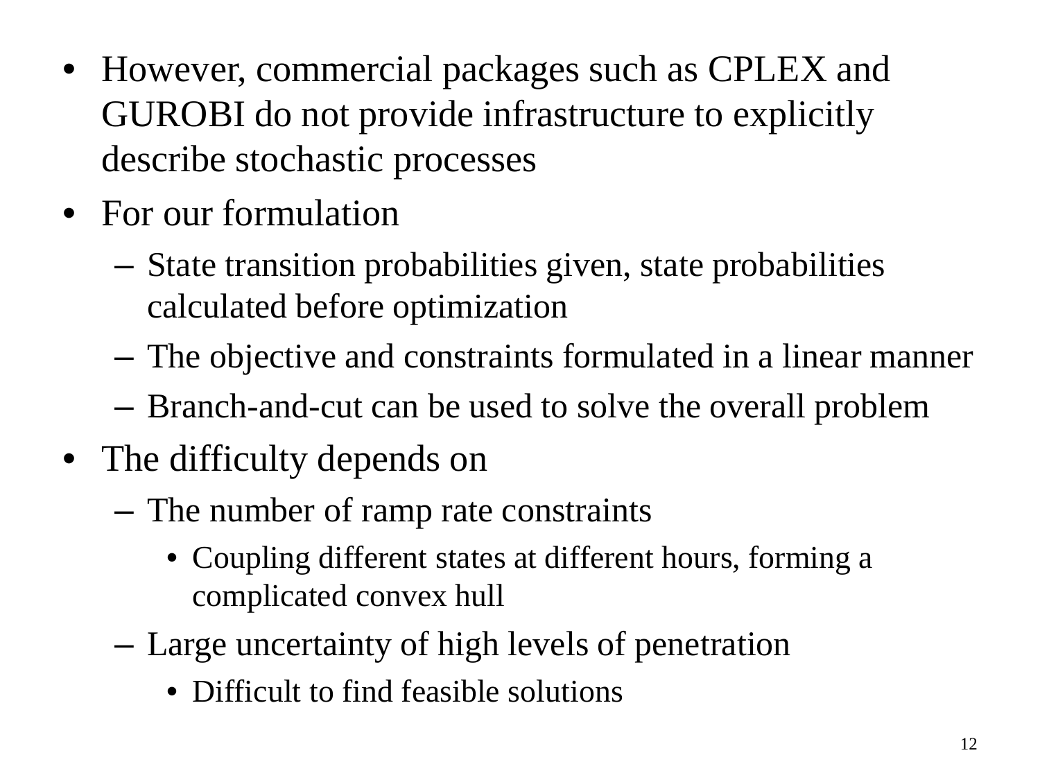- However, commercial packages such as CPLEX and GUROBI do not provide infrastructure to explicitly describe stochastic processes
- For our formulation
  - State transition probabilities given, state probabilities calculated before optimization
  - The objective and constraints formulated in a linear manner
  - Branch-and-cut can be used to solve the overall problem
- The difficulty depends on
  - The number of ramp rate constraints
    - Coupling different states at different hours, forming a complicated convex hull
  - Large uncertainty of high levels of penetration
    - Difficult to find feasible solutions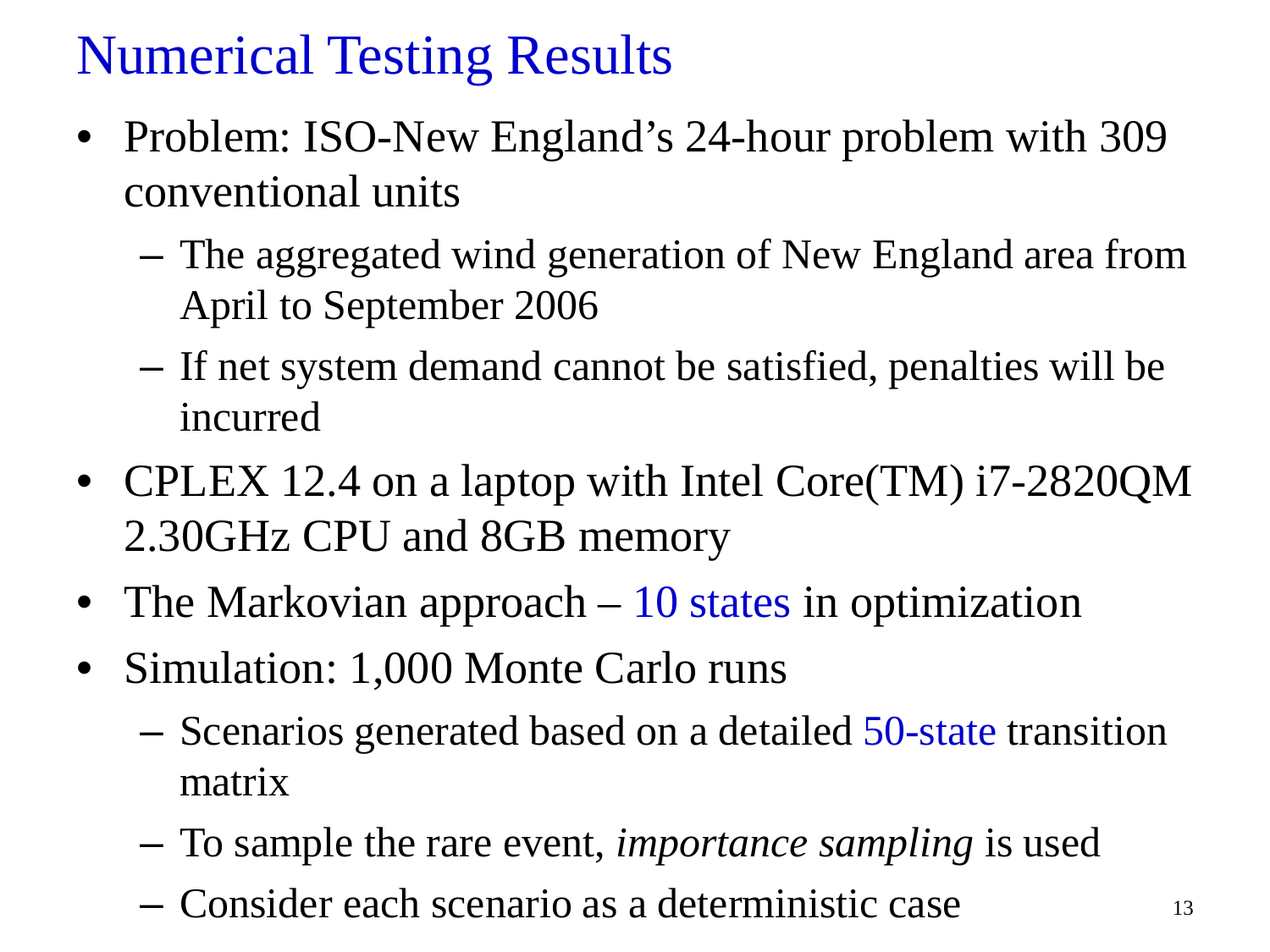# Numerical Testing Results

- Problem: ISO-New England's 24-hour problem with 309 conventional units
  - The aggregated wind generation of New England area from April to September 2006
  - If net system demand cannot be satisfied, penalties will be incurred
- CPLEX 12.4 on a laptop with Intel Core(TM) i7-2820QM 2.30GHz CPU and 8GB memory
- The Markovian approach – 10 states in optimization
- Simulation: 1,000 Monte Carlo runs
  - Scenarios generated based on a detailed 50-state transition matrix
  - To sample the rare event, *importance sampling* is used
  - Consider each scenario as a deterministic case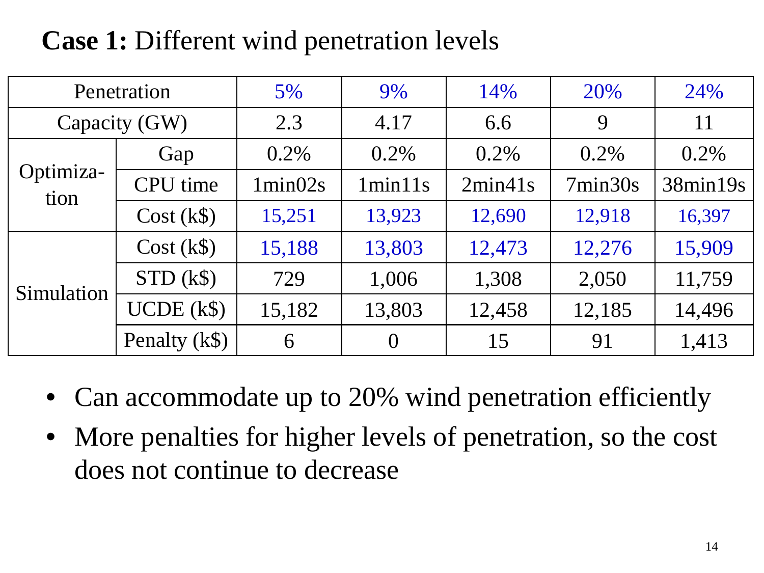**Case 1:** Different wind penetration levels

| Penetration | | 5% | 9% | 14% | 20% | 24% |
|---|---|---|---|---|---|---|
| Capacity (GW) | | 2.3 | 4.17 | 6.6 | 9 | 11 |
| Optimiza-tion | Gap | 0.2% | 0.2% | 0.2% | 0.2% | 0.2% |
| | CPU time | 1min02s | 1min11s | 2min41s | 7min30s | 38min19s |
| | Cost (k$) | 15,251 | 13,923 | 12,690 | 12,918 | 16,397 |
| Simulation | Cost (k$) | 15,188 | 13,803 | 12,473 | 12,276 | 15,909 |
| | STD (k$) | 729 | 1,006 | 1,308 | 2,050 | 11,759 |
| | UCDE (k$) | 15,182 | 13,803 | 12,458 | 12,185 | 14,496 |
| | Penalty (k$) | 6 | 0 | 15 | 91 | 1,413 |

- Can accommodate up to 20% wind penetration efficiently
- More penalties for higher levels of penetration, so the cost does not continue to decrease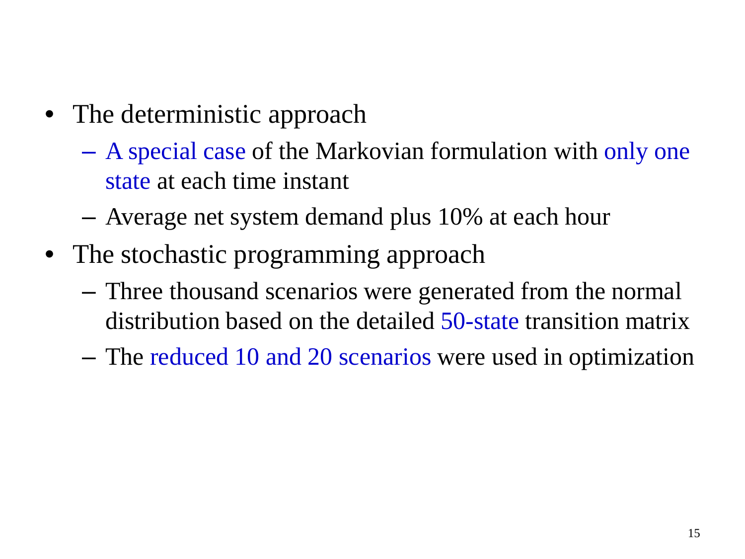- The deterministic approach
  - A special case of the Markovian formulation with only one state at each time instant
  - Average net system demand plus 10% at each hour
- The stochastic programming approach
  - Three thousand scenarios were generated from the normal distribution based on the detailed 50-state transition matrix
  - The reduced 10 and 20 scenarios were used in optimization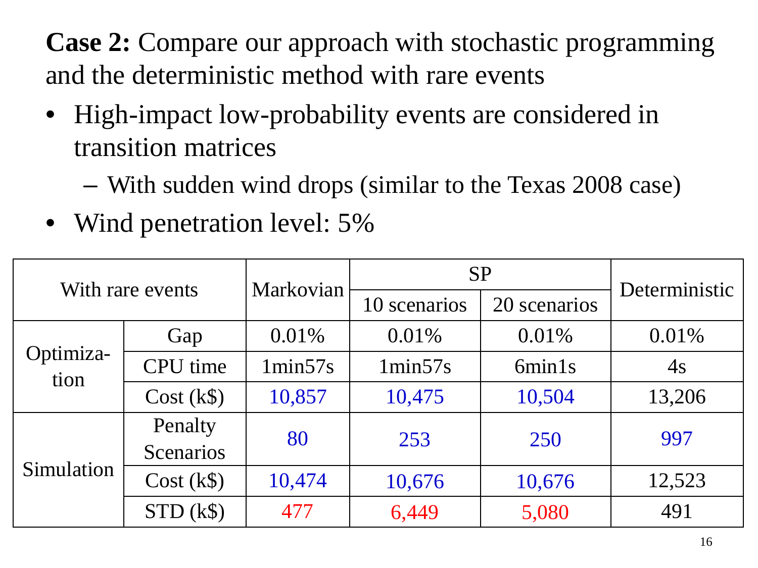**Case 2:** Compare our approach with stochastic programming and the deterministic method with rare events

- High-impact low-probability events are considered in transition matrices
  - With sudden wind drops (similar to the Texas 2008 case)
- Wind penetration level: 5%

| With rare events | | Markovian | SP | | Deterministic |
|---|---|---|---|---|---|
| | | | 10 scenarios | 20 scenarios | |
| Optimiza-tion | Gap | 0.01% | 0.01% | 0.01% | 0.01% |
| | CPU time | 1min57s | 1min57s | 6min1s | 4s |
| | Cost (k$) | 10,857 | 10,475 | 10,504 | 13,206 |
| Simulation | Penalty Scenarios | 80 | 253 | 250 | 997 |
| | Cost (k$) | 10,474 | 10,676 | 10,676 | 12,523 |
| | STD (k$) | 477 | 6,449 | 5,080 | 491 |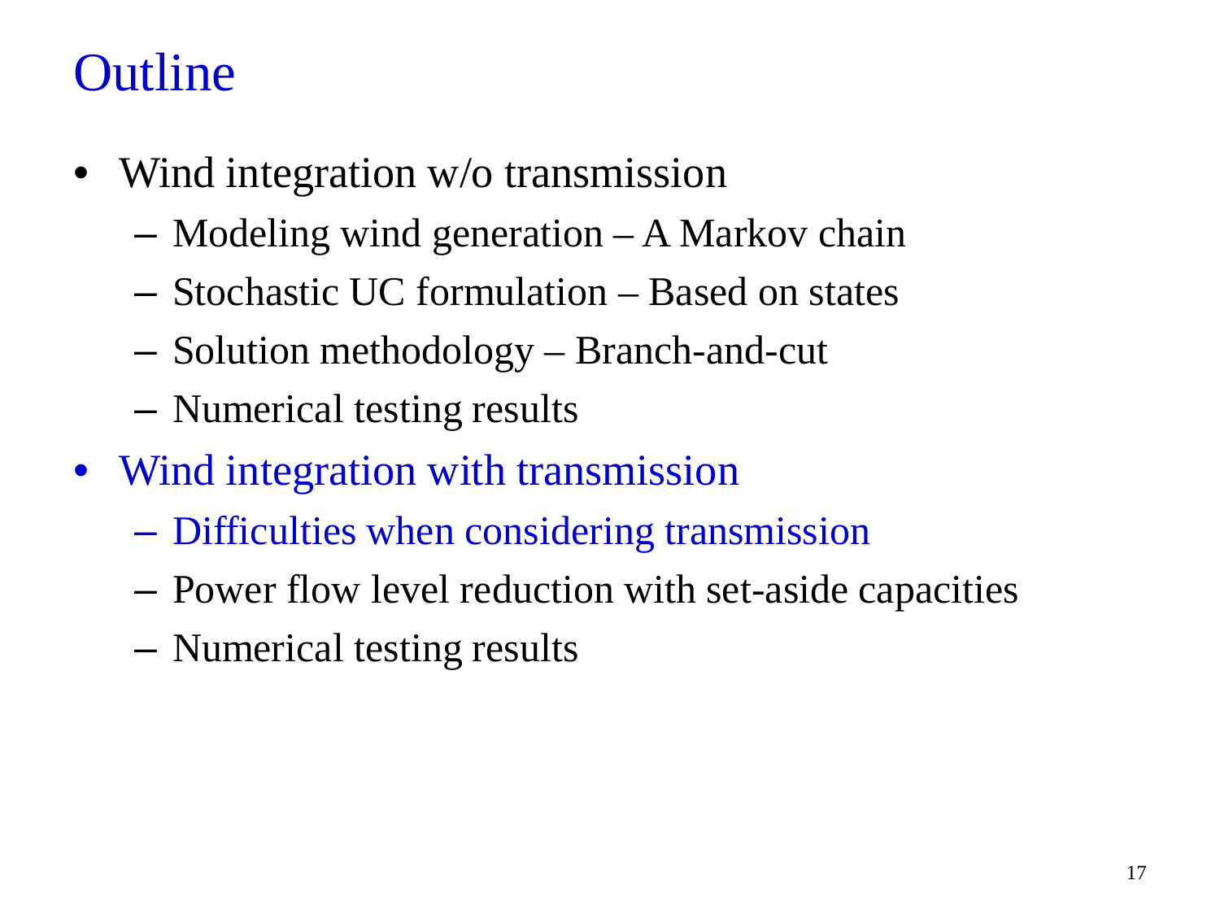# Outline

- Wind integration w/o transmission
  - Modeling wind generation – A Markov chain
  - Stochastic UC formulation – Based on states
  - Solution methodology – Branch-and-cut
  - Numerical testing results
- Wind integration with transmission
  - Difficulties when considering transmission
  - Power flow level reduction with set-aside capacities
  - Numerical testing results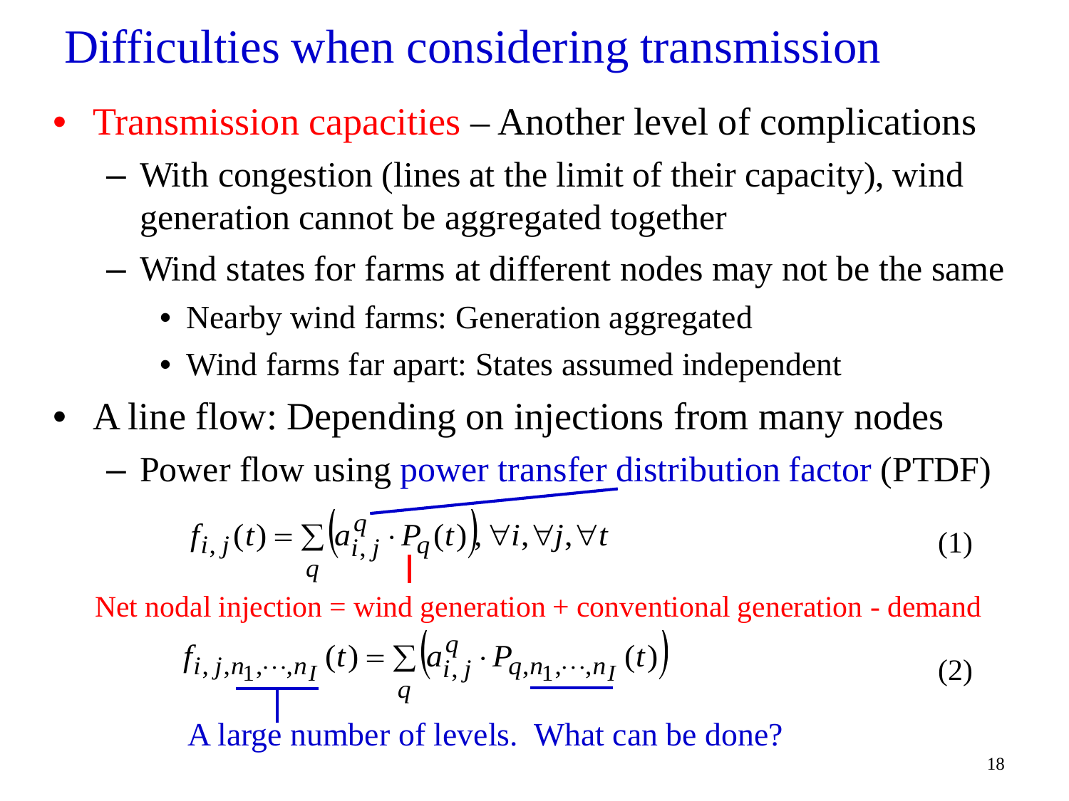# Difficulties when considering transmission

- Transmission capacities – Another level of complications
  - With congestion (lines at the limit of their capacity), wind generation cannot be aggregated together
  - Wind states for farms at different nodes may not be the same
    - Nearby wind farms: Generation aggregated
    - Wind farms far apart: States assumed independent
- A line flow: Depending on injections from many nodes
  - Power flow using power transfer distribution factor (PTDF)

$$f_{i,j}(t) = \sum_{q} \left( a_{i,j}^{q} \cdot P_q(t) \right), \forall i, \forall j, \forall t \tag{1}$$

Net nodal injection = wind generation + conventional generation - demand

$$f_{i,j,n_1,\cdots,n_I}(t) = \sum_{q} \left( a_{i,j}^{q} \cdot P_{q,n_1,\cdots,n_I}(t) \right) \tag{2}$$

A large number of levels. What can be done?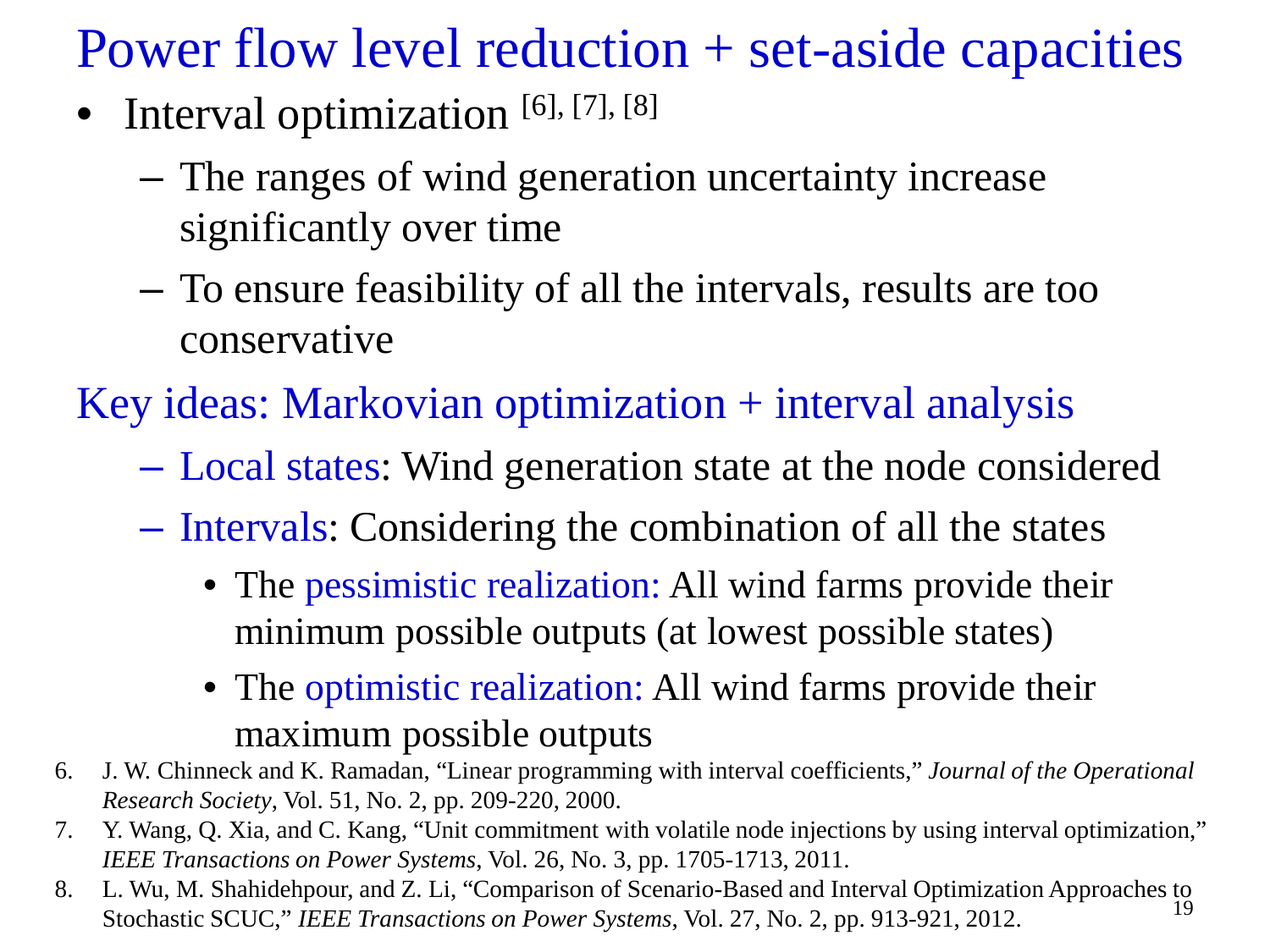# Power flow level reduction + set-aside capacities

- Interval optimization [6], [7], [8]
  - The ranges of wind generation uncertainty increase significantly over time
  - To ensure feasibility of all the intervals, results are too conservative

## Key ideas: Markovian optimization + interval analysis

- Local states: Wind generation state at the node considered
- Intervals: Considering the combination of all the states
  - The pessimistic realization: All wind farms provide their minimum possible outputs (at lowest possible states)
  - The optimistic realization: All wind farms provide their maximum possible outputs

6. J. W. Chinneck and K. Ramadan, "Linear programming with interval coefficients," *Journal of the Operational Research Society*, Vol. 51, No. 2, pp. 209-220, 2000.
7. Y. Wang, Q. Xia, and C. Kang, "Unit commitment with volatile node injections by using interval optimization," *IEEE Transactions on Power Systems*, Vol. 26, No. 3, pp. 1705-1713, 2011.
8. L. Wu, M. Shahidehpour, and Z. Li, "Comparison of Scenario-Based and Interval Optimization Approaches to Stochastic SCUC," *IEEE Transactions on Power Systems*, Vol. 27, No. 2, pp. 913-921, 2012.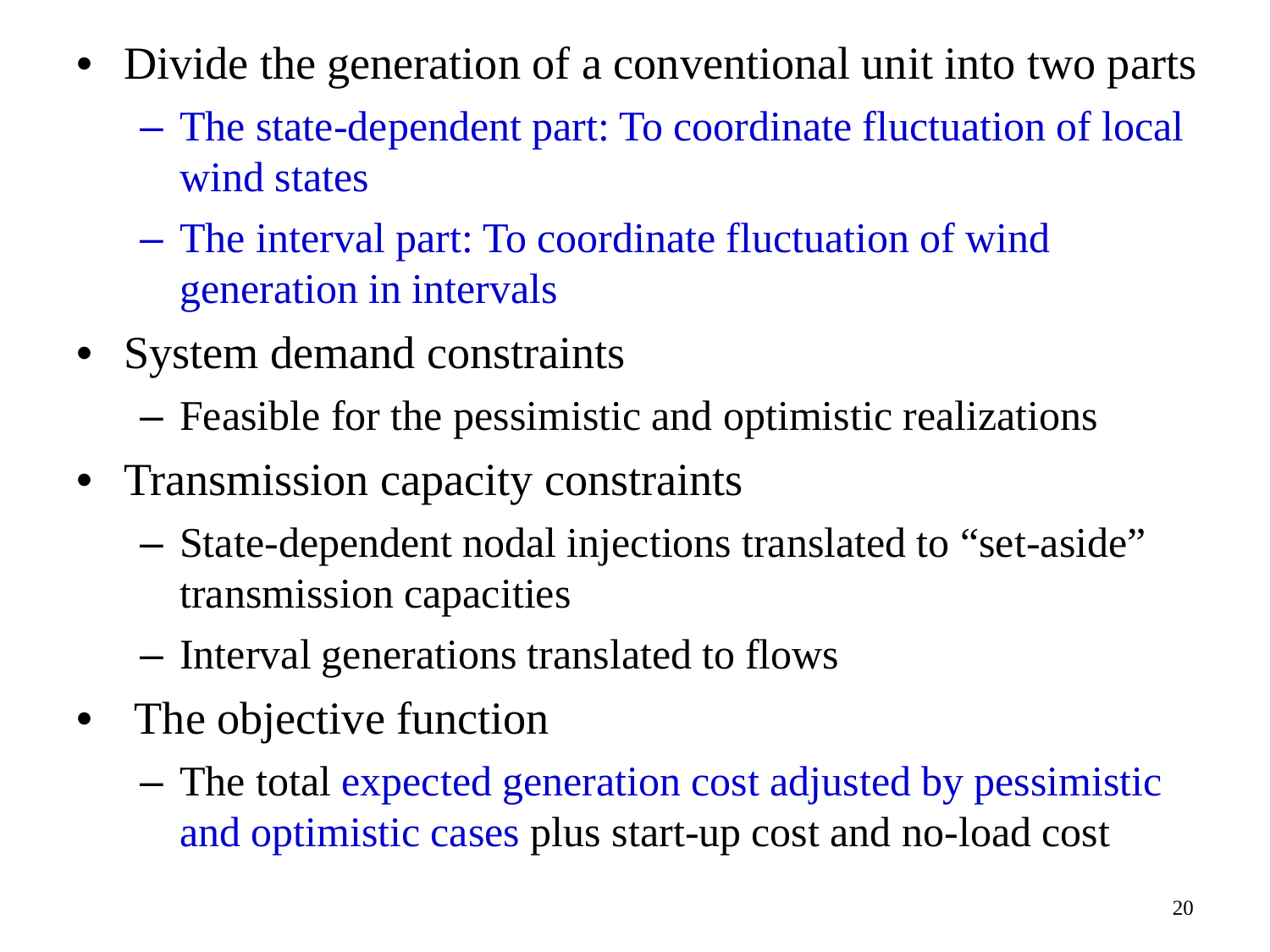- Divide the generation of a conventional unit into two parts
  - The state-dependent part: To coordinate fluctuation of local wind states
  - The interval part: To coordinate fluctuation of wind generation in intervals
- System demand constraints
  - Feasible for the pessimistic and optimistic realizations
- Transmission capacity constraints
  - State-dependent nodal injections translated to "set-aside" transmission capacities
  - Interval generations translated to flows
- The objective function
  - The total expected generation cost adjusted by pessimistic and optimistic cases plus start-up cost and no-load cost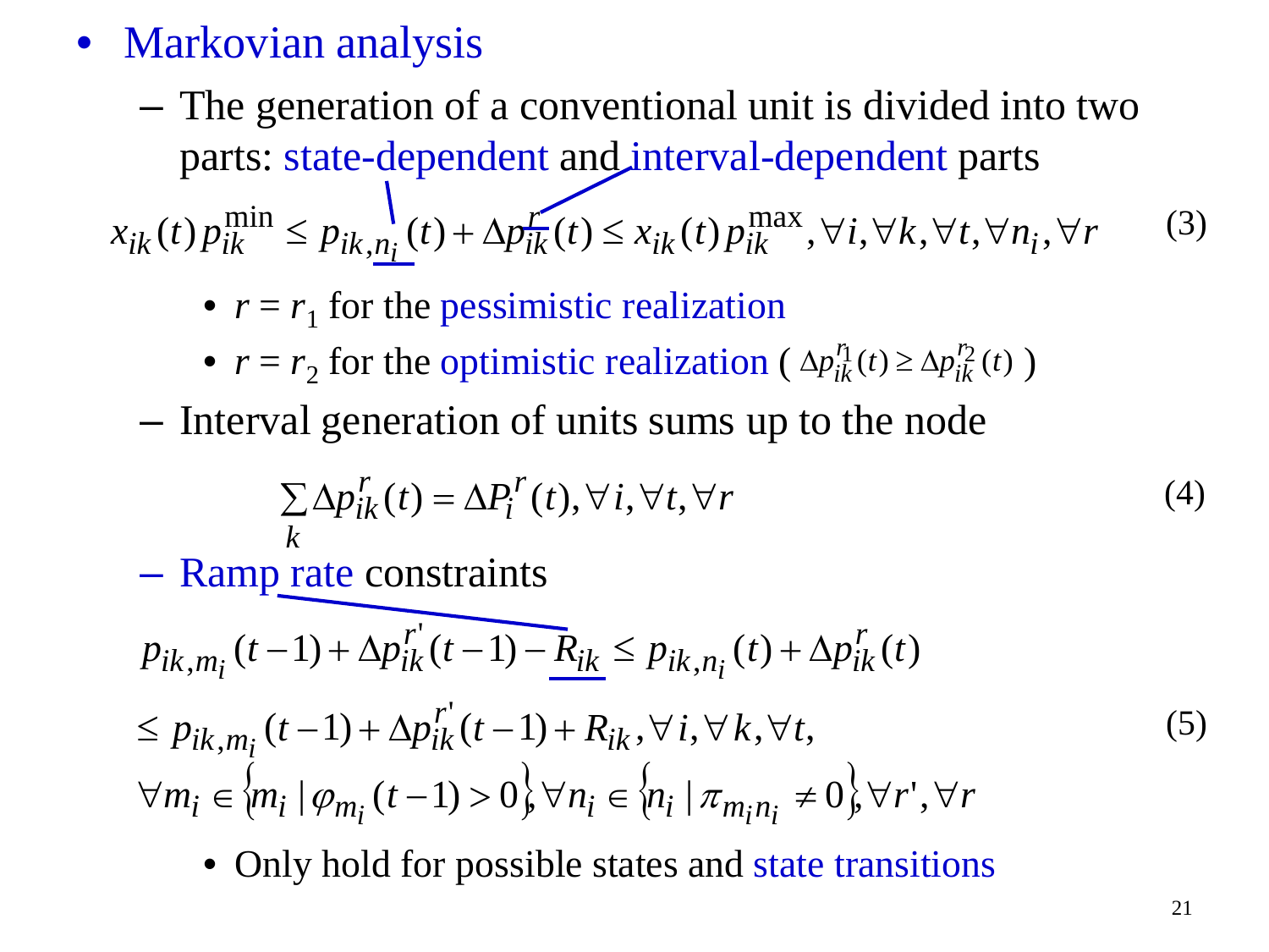- Markovian analysis
  - The generation of a conventional unit is divided into two parts: state-dependent and interval-dependent parts

$$x_{ik}(t)p_{ik}^{\min} \le p_{ik,n_i}(t) + \Delta p_{ik}^{r}(t) \le x_{ik}(t)p_{ik}^{\max}, \forall i, \forall k, \forall t, \forall n_i, \forall r \quad (3)$$

  - $r = r_1$ for the pessimistic realization
  - $r = r_2$ for the optimistic realization ( $\Delta p_{ik}^{r_1}(t) \ge \Delta p_{ik}^{r_2}(t)$ )

  - Interval generation of units sums up to the node

$$\sum_{k} \Delta p_{ik}^{r}(t) = \Delta P_{i}^{r}(t), \forall i, \forall t, \forall r \quad (4)$$

  - Ramp rate constraints

$$p_{ik,m_i}(t-1) + \Delta p_{ik}^{r'}(t-1) - R_{ik} \le p_{ik,n_i}(t) + \Delta p_{ik}^{r}(t)$$
$$\le p_{ik,m_i}(t-1) + \Delta p_{ik}^{r'}(t-1) + R_{ik}, \forall i, \forall k, \forall t, \quad (5)$$
$$\forall m_i \in \{m_i \mid \varphi_{m_i}(t-1) > 0\}, \forall n_i \in \{n_i \mid \pi_{m_i n_i} \ne 0\}, \forall r', \forall r$$

  - Only hold for possible states and state transitions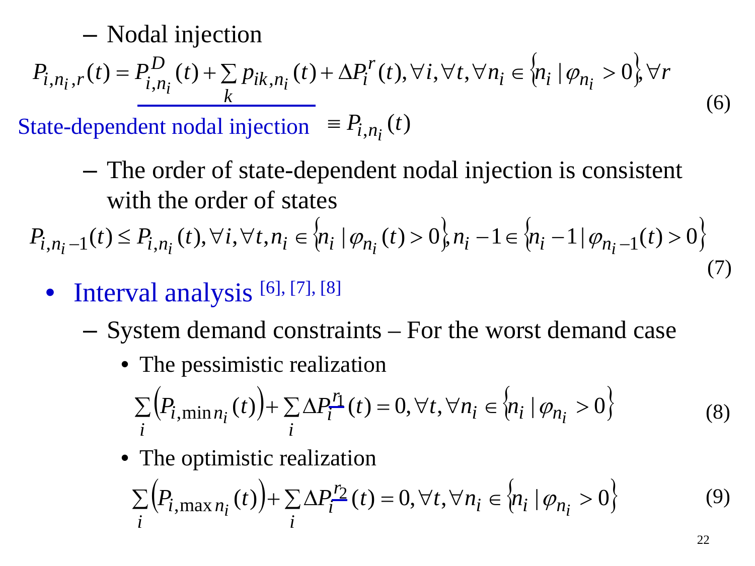– Nodal injection

$$P_{i,n_i,r}(t) = \underline{P_{i,n_i}^{D}(t) + \sum_k p_{ik,n_i}(t)} + \Delta P_i^r(t), \forall i, \forall t, \forall n_i \in \{n_i \mid \varphi_{n_i} > 0\}, \forall r \tag{6}$$

State-dependent nodal injection $\equiv P_{i,n_i}(t)$

– The order of state-dependent nodal injection is consistent with the order of states

$$P_{i,n_i-1}(t) \le P_{i,n_i}(t), \forall i, \forall t, n_i \in \{n_i \mid \varphi_{n_i}(t) > 0\}, n_i - 1 \in \{n_i - 1 \mid \varphi_{n_i-1}(t) > 0\} \tag{7}$$

- Interval analysis [6], [7], [8]
  - System demand constraints – For the worst demand case
    - The pessimistic realization

$$\sum_i \left(P_{i,\min n_i}(t)\right) + \sum_i \Delta P_i^{\underline{r_1}}(t) = 0, \forall t, \forall n_i \in \{n_i \mid \varphi_{n_i} > 0\} \tag{8}$$

    - The optimistic realization

$$\sum_i \left(P_{i,\max n_i}(t)\right) + \sum_i \Delta P_i^{\underline{r_2}}(t) = 0, \forall t, \forall n_i \in \{n_i \mid \varphi_{n_i} > 0\} \tag{9}$$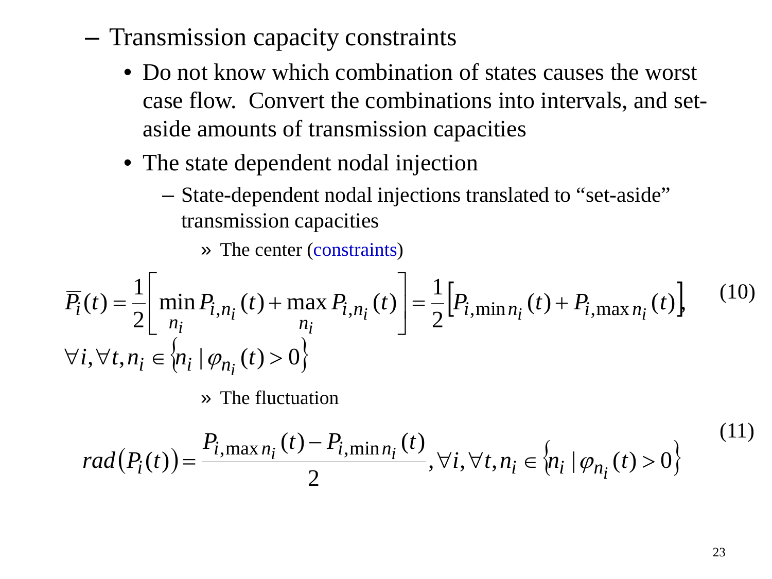- Transmission capacity constraints
  - Do not know which combination of states causes the worst case flow. Convert the combinations into intervals, and set-aside amounts of transmission capacities
  - The state dependent nodal injection
    - State-dependent nodal injections translated to "set-aside" transmission capacities
      - » The center (constraints)

$$\overline{P}_i(t) = \frac{1}{2}\left[\min_{n_i} P_{i,n_i}(t) + \max_{n_i} P_{i,n_i}(t)\right] = \frac{1}{2}\left[P_{i,\min n_i}(t) + P_{i,\max n_i}(t)\right], \qquad (10)$$

$$\forall i, \forall t, n_i \in \left\{n_i \mid \varphi_{n_i}(t) > 0\right\}$$

- » The fluctuation

$$rad\left(P_i(t)\right) = \frac{P_{i,\max n_i}(t) - P_{i,\min n_i}(t)}{2}, \forall i, \forall t, n_i \in \left\{n_i \mid \varphi_{n_i}(t) > 0\right\} \qquad (11)$$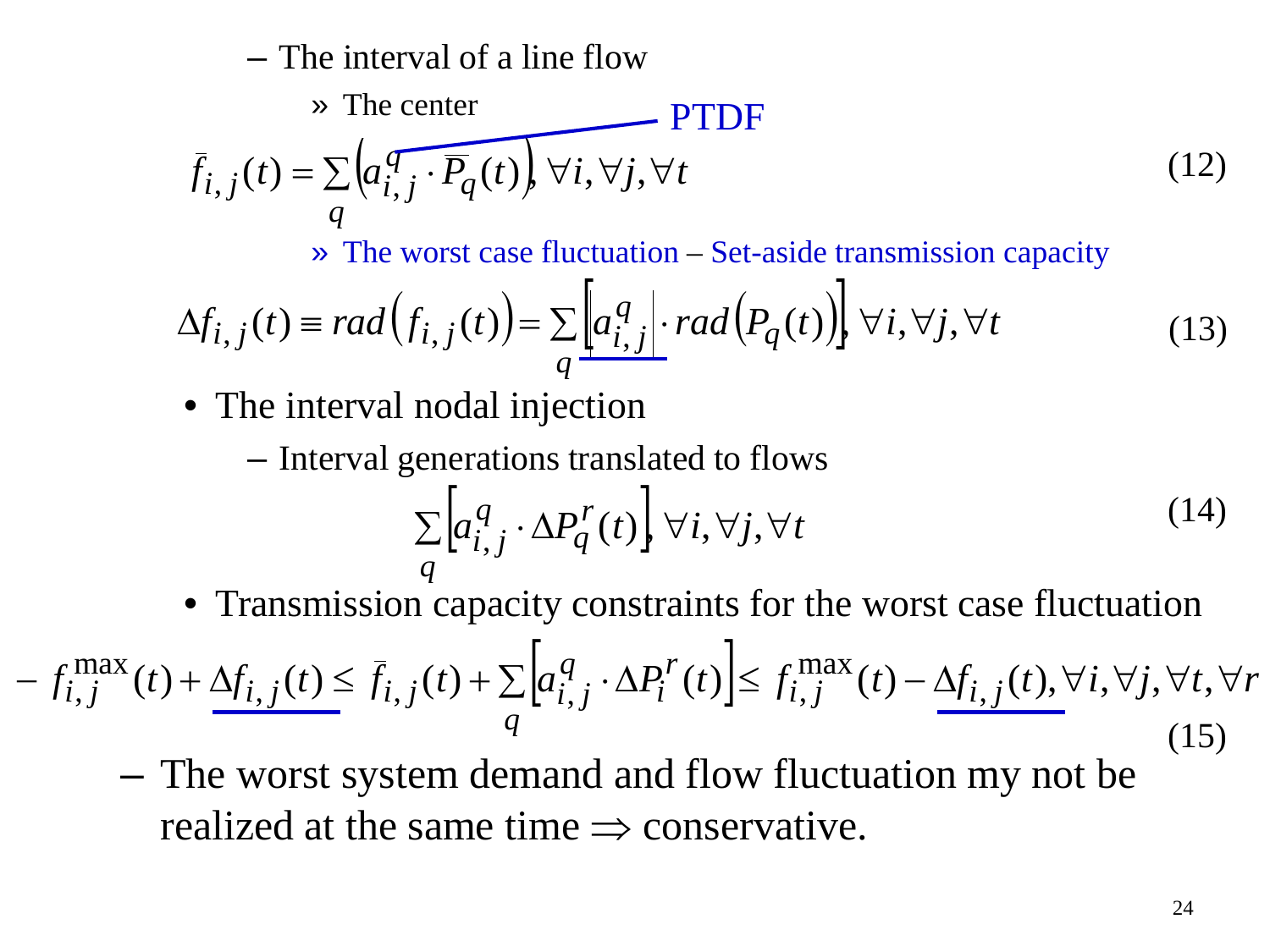- The interval of a line flow
  - » The center

PTDF

$$\bar{f}_{i,j}(t) = \sum_q \left(a_{i,j}^q \cdot \bar{P}_q(t)\right), \forall i, \forall j, \forall t \tag{12}$$

  - » The worst case fluctuation – Set-aside transmission capacity

$$\Delta f_{i,j}(t) \equiv rad\left(f_{i,j}(t)\right) = \sum_q \left[\left|a_{i,j}^q\right| \cdot rad\left(P_q(t)\right)\right], \forall i, \forall j, \forall t \tag{13}$$

- The interval nodal injection
  - Interval generations translated to flows

$$\sum_q \left[a_{i,j}^q \cdot \Delta P_q^r(t)\right], \forall i, \forall j, \forall t \tag{14}$$

- Transmission capacity constraints for the worst case fluctuation

$$-f_{i,j}^{\max}(t) + \underline{\Delta f_{i,j}(t)} \le \bar{f}_{i,j}(t) + \sum_q \left[a_{i,j}^q \cdot \Delta P_i^r(t)\right] \le f_{i,j}^{\max}(t) - \underline{\Delta f_{i,j}(t)}, \forall i, \forall j, \forall t, \forall r \tag{15}$$

  - The worst system demand and flow fluctuation my not be realized at the same time $\Rightarrow$ conservative.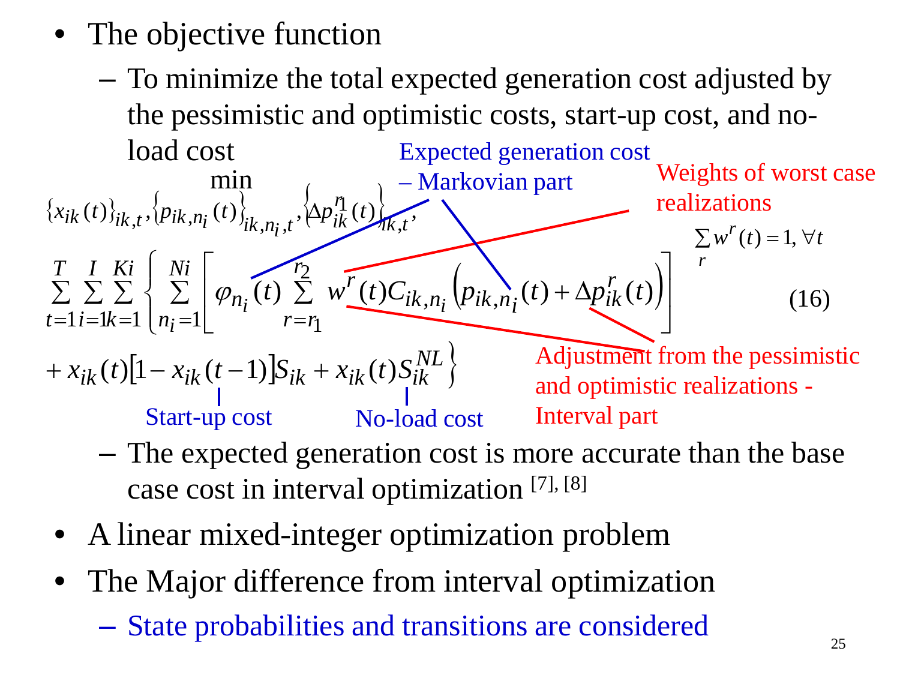- The objective function
  - To minimize the total expected generation cost adjusted by the pessimistic and optimistic costs, start-up cost, and no-load cost

$$\min_{\{x_{ik}(t)\}_{ik,t},\{p_{ik,n_i}(t)\}_{ik,n_i,t},\{\Delta p_{ik}^{r_1}(t)\}_{ik,t},} \sum_{t=1}^{T}\sum_{i=1}^{I}\sum_{k=1}^{Ki}\left\{\sum_{n_i=1}^{Ni}\left[\varphi_{n_i}(t)\sum_{r=r_1}^{r_2} w^r(t) C_{ik,n_i}\left(p_{ik,n_i}(t)+\Delta p_{ik}^{r}(t)\right)\right] + x_{ik}(t)[1-x_{ik}(t-1)]S_{ik} + x_{ik}(t)S_{ik}^{NL}\right\} \quad (16)$$

$$\sum_r w^r(t)=1, \forall t$$

Annotations: Expected generation cost – Markovian part; Weights of worst case realizations; Adjustment from the pessimistic and optimistic realizations - Interval part; Start-up cost; No-load cost

  - The expected generation cost is more accurate than the base case cost in interval optimization [7], [8]
- A linear mixed-integer optimization problem
- The Major difference from interval optimization
  - State probabilities and transitions are considered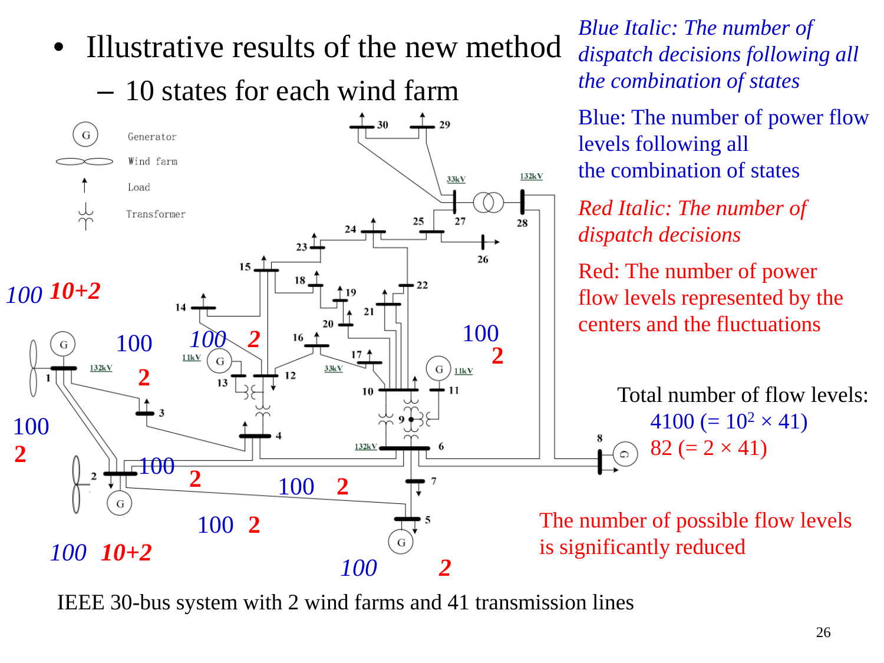- Illustrative results of the new method
  - 10 states for each wind farm

*Blue Italic: The number of dispatch decisions following all the combination of states*

Blue: The number of power flow levels following all the combination of states

*Red Italic: The number of dispatch decisions*

Red: The number of power flow levels represented by the centers and the fluctuations

Total number of flow levels:

4100 (= $10^2 \times 41$)

82 (= $2 \times 41$)

The number of possible flow levels is significantly reduced

IEEE 30-bus system with 2 wind farms and 41 transmission lines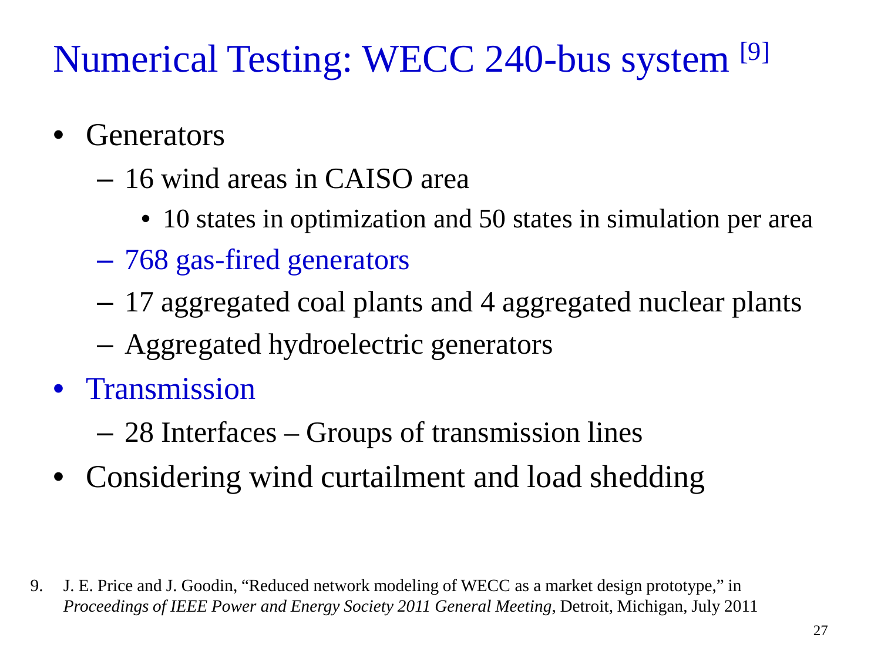# Numerical Testing: WECC 240-bus system [9]

- Generators
  - 16 wind areas in CAISO area
    - 10 states in optimization and 50 states in simulation per area
  - 768 gas-fired generators
  - 17 aggregated coal plants and 4 aggregated nuclear plants
  - Aggregated hydroelectric generators
- Transmission
  - 28 Interfaces – Groups of transmission lines
- Considering wind curtailment and load shedding

9. J. E. Price and J. Goodin, "Reduced network modeling of WECC as a market design prototype," in *Proceedings of IEEE Power and Energy Society 2011 General Meeting*, Detroit, Michigan, July 2011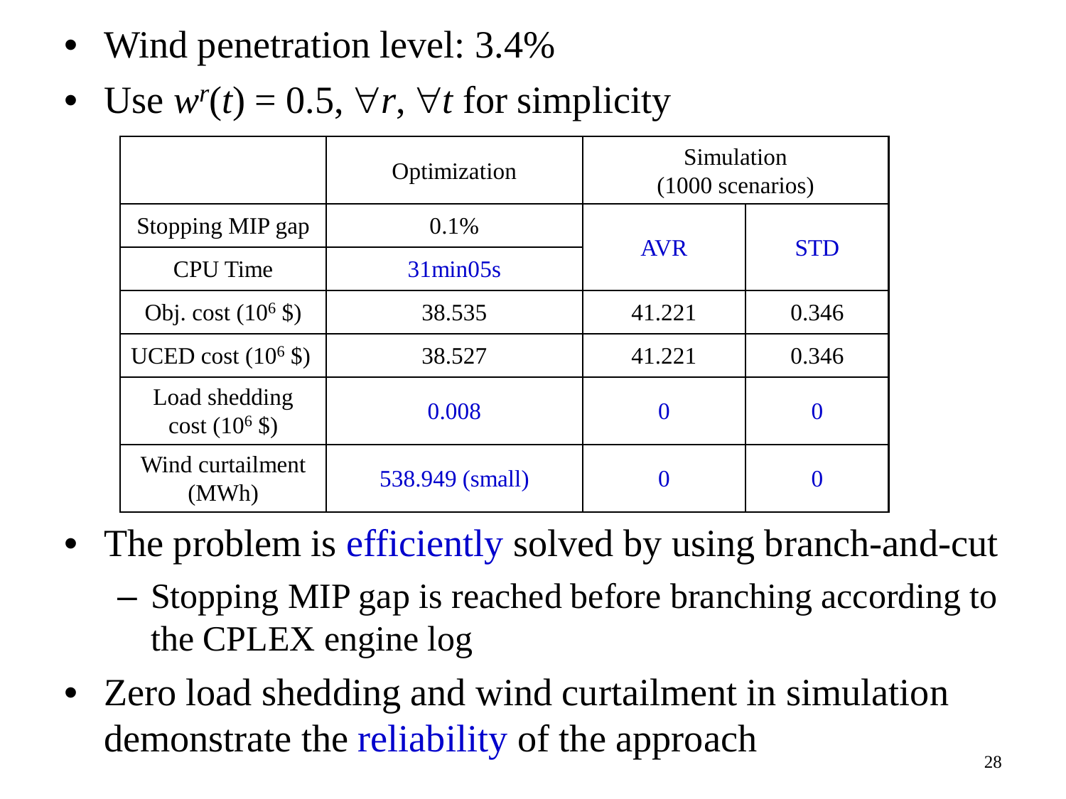- Wind penetration level: 3.4%
- Use $w^r(t) = 0.5, \forall r, \forall t$ for simplicity

| | Optimization | Simulation (1000 scenarios) | |
|---|---|---|---|
| Stopping MIP gap | 0.1% | AVR | STD |
| CPU Time | 31min05s | | |
| Obj. cost ($10^6$ \$) | 38.535 | 41.221 | 0.346 |
| UCED cost ($10^6$ \$) | 38.527 | 41.221 | 0.346 |
| Load shedding cost ($10^6$ \$) | 0.008 | 0 | 0 |
| Wind curtailment (MWh) | 538.949 (small) | 0 | 0 |

- The problem is efficiently solved by using branch-and-cut
  - Stopping MIP gap is reached before branching according to the CPLEX engine log
- Zero load shedding and wind curtailment in simulation demonstrate the reliability of the approach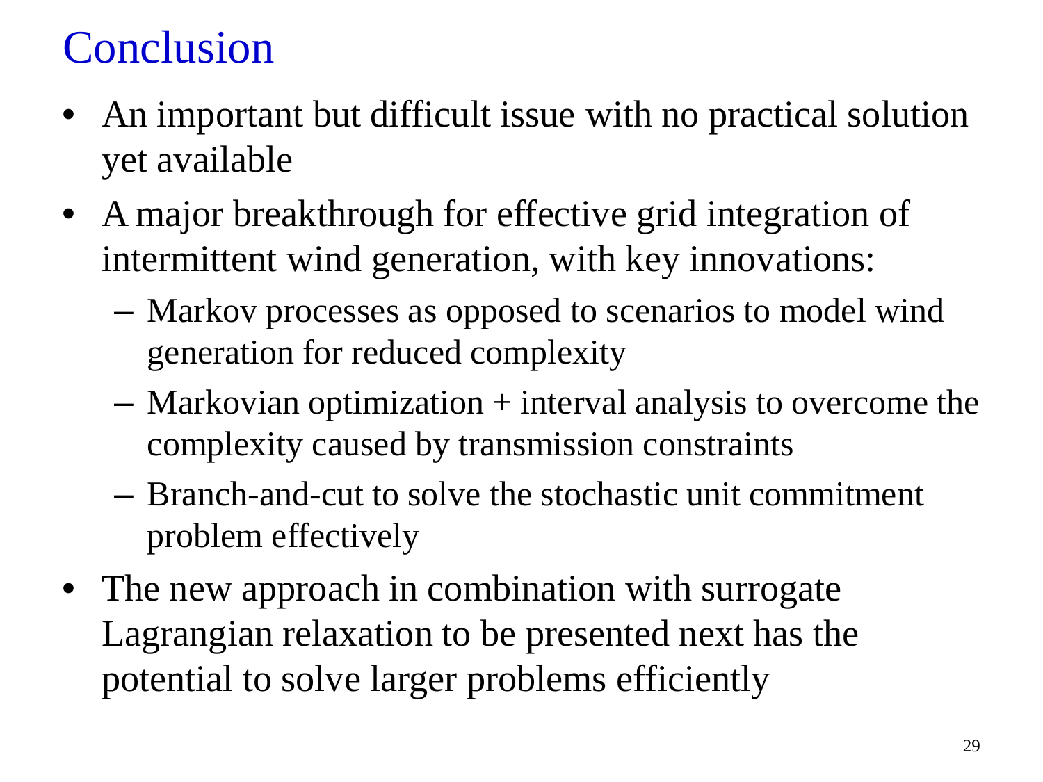# Conclusion

- An important but difficult issue with no practical solution yet available
- A major breakthrough for effective grid integration of intermittent wind generation, with key innovations:
  - Markov processes as opposed to scenarios to model wind generation for reduced complexity
  - Markovian optimization + interval analysis to overcome the complexity caused by transmission constraints
  - Branch-and-cut to solve the stochastic unit commitment problem effectively
- The new approach in combination with surrogate Lagrangian relaxation to be presented next has the potential to solve larger problems efficiently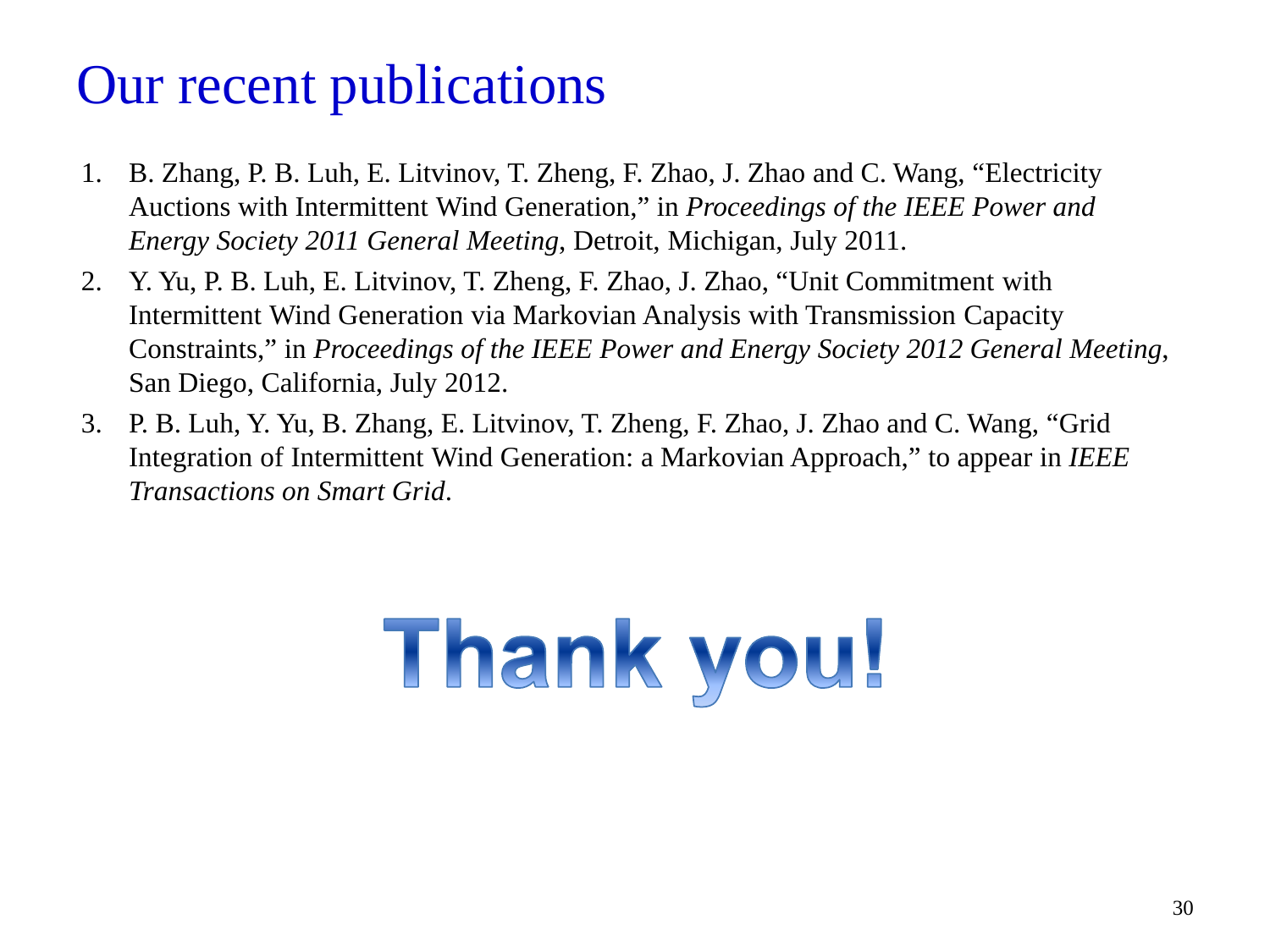# Our recent publications

1. B. Zhang, P. B. Luh, E. Litvinov, T. Zheng, F. Zhao, J. Zhao and C. Wang, "Electricity Auctions with Intermittent Wind Generation," in *Proceedings of the IEEE Power and Energy Society 2011 General Meeting*, Detroit, Michigan, July 2011.
2. Y. Yu, P. B. Luh, E. Litvinov, T. Zheng, F. Zhao, J. Zhao, "Unit Commitment with Intermittent Wind Generation via Markovian Analysis with Transmission Capacity Constraints," in *Proceedings of the IEEE Power and Energy Society 2012 General Meeting*, San Diego, California, July 2012.
3. P. B. Luh, Y. Yu, B. Zhang, E. Litvinov, T. Zheng, F. Zhao, J. Zhao and C. Wang, "Grid Integration of Intermittent Wind Generation: a Markovian Approach," to appear in *IEEE Transactions on Smart Grid*.

**Thank you!**